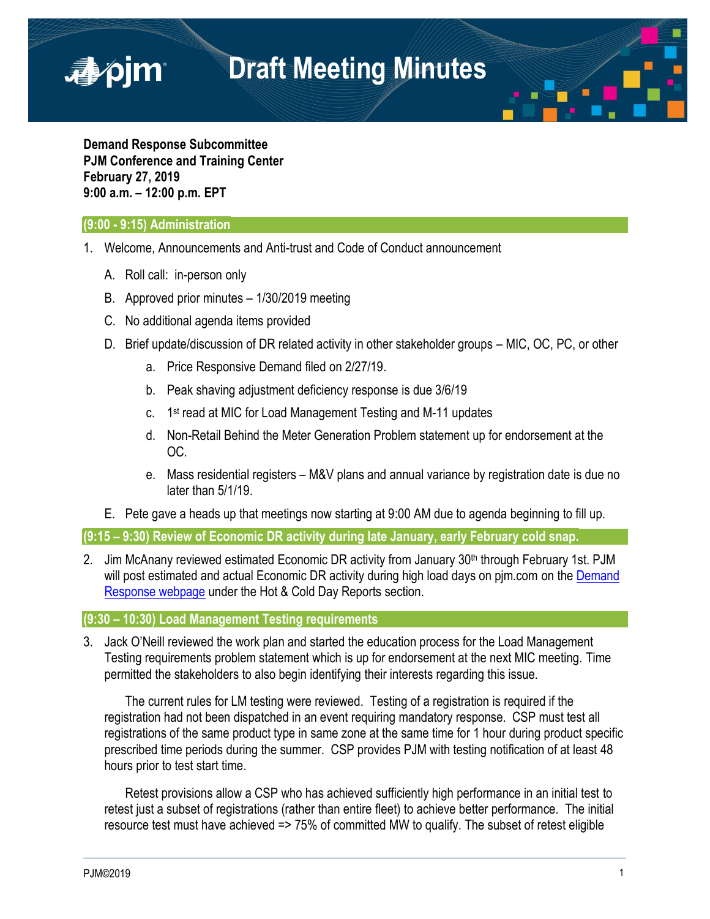# Draft Meeting Minutes

**Demand Response Subcommittee**
**PJM Conference and Training Center**
**February 27, 2019**
**9:00 a.m. – 12:00 p.m. EPT**

## (9:00 - 9:15) Administration

1. Welcome, Announcements and Anti-trust and Code of Conduct announcement
   - A. Roll call: in-person only
   - B. Approved prior minutes – 1/30/2019 meeting
   - C. No additional agenda items provided
   - D. Brief update/discussion of DR related activity in other stakeholder groups – MIC, OC, PC, or other
     - a. Price Responsive Demand filed on 2/27/19.
     - b. Peak shaving adjustment deficiency response is due 3/6/19
     - c. 1st read at MIC for Load Management Testing and M-11 updates
     - d. Non-Retail Behind the Meter Generation Problem statement up for endorsement at the OC.
     - e. Mass residential registers – M&V plans and annual variance by registration date is due no later than 5/1/19.
   - E. Pete gave a heads up that meetings now starting at 9:00 AM due to agenda beginning to fill up.

## (9:15 – 9:30) Review of Economic DR activity during late January, early February cold snap.

2. Jim McAnany reviewed estimated Economic DR activity from January 30th through February 1st. PJM will post estimated and actual Economic DR activity during high load days on pjm.com on the [Demand Response webpage](Demand Response webpage) under the Hot & Cold Day Reports section.

## (9:30 – 10:30) Load Management Testing requirements

3. Jack O'Neill reviewed the work plan and started the education process for the Load Management Testing requirements problem statement which is up for endorsement at the next MIC meeting. Time permitted the stakeholders to also begin identifying their interests regarding this issue.

   The current rules for LM testing were reviewed. Testing of a registration is required if the registration had not been dispatched in an event requiring mandatory response. CSP must test all registrations of the same product type in same zone at the same time for 1 hour during product specific prescribed time periods during the summer. CSP provides PJM with testing notification of at least 48 hours prior to test start time.

   Retest provisions allow a CSP who has achieved sufficiently high performance in an initial test to retest just a subset of registrations (rather than entire fleet) to achieve better performance. The initial resource test must have achieved => 75% of committed MW to qualify. The subset of retest eligible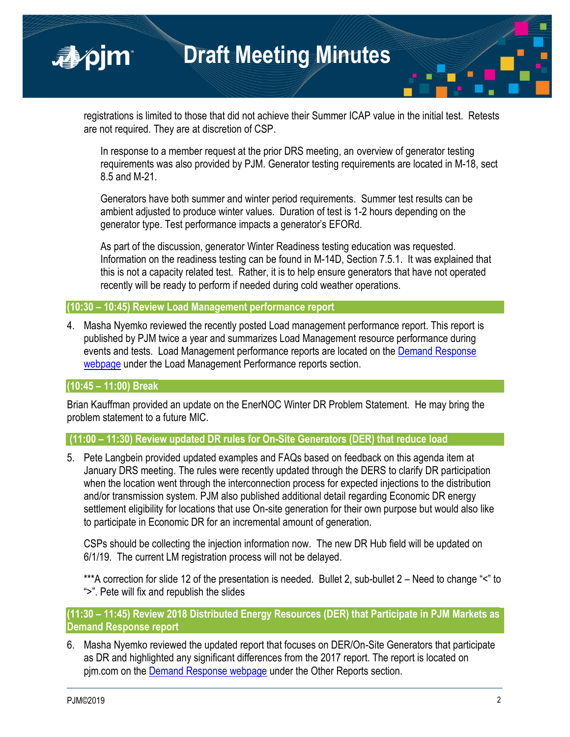registrations is limited to those that did not achieve their Summer ICAP value in the initial test. Retests are not required. They are at discretion of CSP.

In response to a member request at the prior DRS meeting, an overview of generator testing requirements was also provided by PJM. Generator testing requirements are located in M-18, sect 8.5 and M-21.

Generators have both summer and winter period requirements. Summer test results can be ambient adjusted to produce winter values. Duration of test is 1-2 hours depending on the generator type. Test performance impacts a generator's EFORd.

As part of the discussion, generator Winter Readiness testing education was requested. Information on the readiness testing can be found in M-14D, Section 7.5.1. It was explained that this is not a capacity related test. Rather, it is to help ensure generators that have not operated recently will be ready to perform if needed during cold weather operations.

### (10:30 – 10:45) Review Load Management performance report

4. Masha Nyemko reviewed the recently posted Load management performance report. This report is published by PJM twice a year and summarizes Load Management resource performance during events and tests. Load Management performance reports are located on the Demand Response webpage under the Load Management Performance reports section.

### (10:45 – 11:00) Break

Brian Kauffman provided an update on the EnerNOC Winter DR Problem Statement. He may bring the problem statement to a future MIC.

### (11:00 – 11:30) Review updated DR rules for On-Site Generators (DER) that reduce load

5. Pete Langbein provided updated examples and FAQs based on feedback on this agenda item at January DRS meeting. The rules were recently updated through the DERS to clarify DR participation when the location went through the interconnection process for expected injections to the distribution and/or transmission system. PJM also published additional detail regarding Economic DR energy settlement eligibility for locations that use On-site generation for their own purpose but would also like to participate in Economic DR for an incremental amount of generation.

   CSPs should be collecting the injection information now. The new DR Hub field will be updated on 6/1/19. The current LM registration process will not be delayed.

   ***A correction for slide 12 of the presentation is needed. Bullet 2, sub-bullet 2 – Need to change "<" to ">". Pete will fix and republish the slides

### (11:30 – 11:45) Review 2018 Distributed Energy Resources (DER) that Participate in PJM Markets as Demand Response report

6. Masha Nyemko reviewed the updated report that focuses on DER/On-Site Generators that participate as DR and highlighted any significant differences from the 2017 report. The report is located on pjm.com on the Demand Response webpage under the Other Reports section.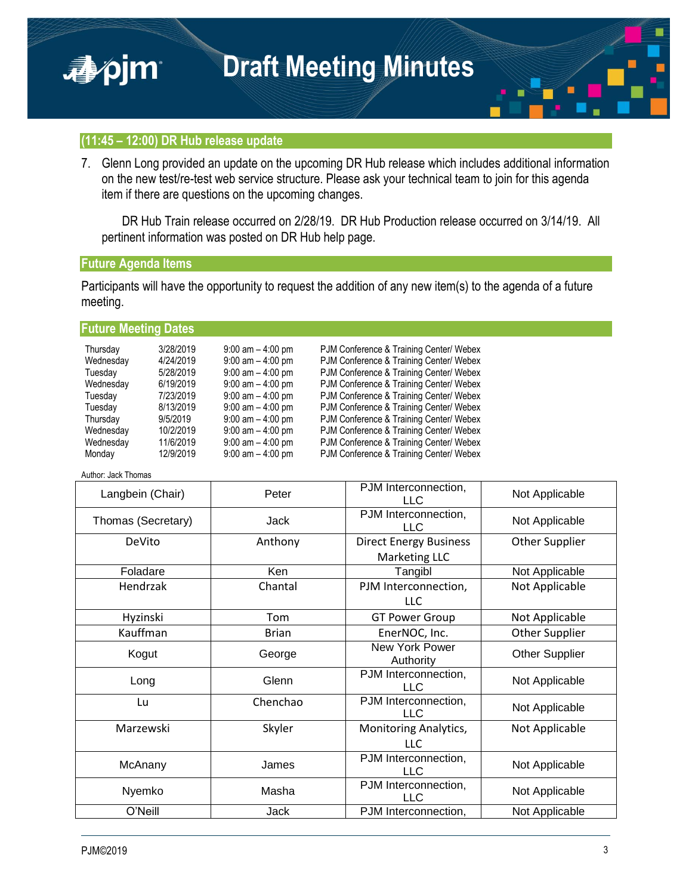## (11:45 – 12:00) DR Hub release update

7. Glenn Long provided an update on the upcoming DR Hub release which includes additional information on the new test/re-test web service structure. Please ask your technical team to join for this agenda item if there are questions on the upcoming changes.

   DR Hub Train release occurred on 2/28/19. DR Hub Production release occurred on 3/14/19. All pertinent information was posted on DR Hub help page.

## Future Agenda Items

Participants will have the opportunity to request the addition of any new item(s) to the agenda of a future meeting.

## Future Meeting Dates

| | | | |
|---|---|---|---|
| Thursday | 3/28/2019 | 9:00 am – 4:00 pm | PJM Conference & Training Center/ Webex |
| Wednesday | 4/24/2019 | 9:00 am – 4:00 pm | PJM Conference & Training Center/ Webex |
| Tuesday | 5/28/2019 | 9:00 am – 4:00 pm | PJM Conference & Training Center/ Webex |
| Wednesday | 6/19/2019 | 9:00 am – 4:00 pm | PJM Conference & Training Center/ Webex |
| Tuesday | 7/23/2019 | 9:00 am – 4:00 pm | PJM Conference & Training Center/ Webex |
| Tuesday | 8/13/2019 | 9:00 am – 4:00 pm | PJM Conference & Training Center/ Webex |
| Thursday | 9/5/2019 | 9:00 am – 4:00 pm | PJM Conference & Training Center/ Webex |
| Wednesday | 10/2/2019 | 9:00 am – 4:00 pm | PJM Conference & Training Center/ Webex |
| Wednesday | 11/6/2019 | 9:00 am – 4:00 pm | PJM Conference & Training Center/ Webex |
| Monday | 12/9/2019 | 9:00 am – 4:00 pm | PJM Conference & Training Center/ Webex |

Author: Jack Thomas

| | | | |
|---|---|---|---|
| Langbein (Chair) | Peter | PJM Interconnection, LLC | Not Applicable |
| Thomas (Secretary) | Jack | PJM Interconnection, LLC | Not Applicable |
| DeVito | Anthony | Direct Energy Business Marketing LLC | Other Supplier |
| Foladare | Ken | Tangibl | Not Applicable |
| Hendrzak | Chantal | PJM Interconnection, LLC | Not Applicable |
| Hyzinski | Tom | GT Power Group | Not Applicable |
| Kauffman | Brian | EnerNOC, Inc. | Other Supplier |
| Kogut | George | New York Power Authority | Other Supplier |
| Long | Glenn | PJM Interconnection, LLC | Not Applicable |
| Lu | Chenchao | PJM Interconnection, LLC | Not Applicable |
| Marzewski | Skyler | Monitoring Analytics, LLC | Not Applicable |
| McAnany | James | PJM Interconnection, LLC | Not Applicable |
| Nyemko | Masha | PJM Interconnection, LLC | Not Applicable |
| O'Neill | Jack | PJM Interconnection, | Not Applicable |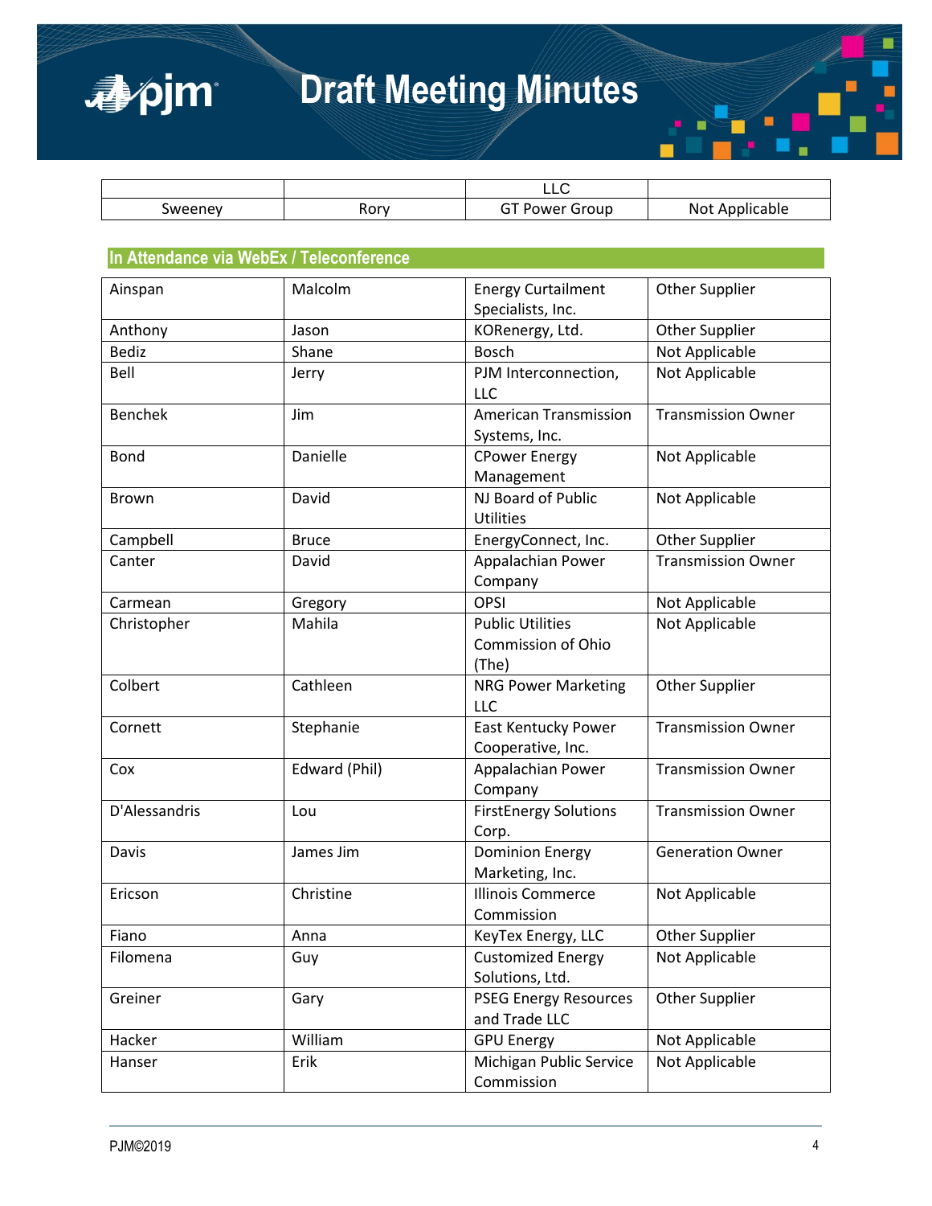| | | LLC | |
|---|---|---|---|
| Sweeney | Rory | GT Power Group | Not Applicable |

## In Attendance via WebEx / Teleconference

| | | | |
|---|---|---|---|
| Ainspan | Malcolm | Energy Curtailment Specialists, Inc. | Other Supplier |
| Anthony | Jason | KORenergy, Ltd. | Other Supplier |
| Bediz | Shane | Bosch | Not Applicable |
| Bell | Jerry | PJM Interconnection, LLC | Not Applicable |
| Benchek | Jim | American Transmission Systems, Inc. | Transmission Owner |
| Bond | Danielle | CPower Energy Management | Not Applicable |
| Brown | David | NJ Board of Public Utilities | Not Applicable |
| Campbell | Bruce | EnergyConnect, Inc. | Other Supplier |
| Canter | David | Appalachian Power Company | Transmission Owner |
| Carmean | Gregory | OPSI | Not Applicable |
| Christopher | Mahila | Public Utilities Commission of Ohio (The) | Not Applicable |
| Colbert | Cathleen | NRG Power Marketing LLC | Other Supplier |
| Cornett | Stephanie | East Kentucky Power Cooperative, Inc. | Transmission Owner |
| Cox | Edward (Phil) | Appalachian Power Company | Transmission Owner |
| D'Alessandris | Lou | FirstEnergy Solutions Corp. | Transmission Owner |
| Davis | James Jim | Dominion Energy Marketing, Inc. | Generation Owner |
| Ericson | Christine | Illinois Commerce Commission | Not Applicable |
| Fiano | Anna | KeyTex Energy, LLC | Other Supplier |
| Filomena | Guy | Customized Energy Solutions, Ltd. | Not Applicable |
| Greiner | Gary | PSEG Energy Resources and Trade LLC | Other Supplier |
| Hacker | William | GPU Energy | Not Applicable |
| Hanser | Erik | Michigan Public Service Commission | Not Applicable |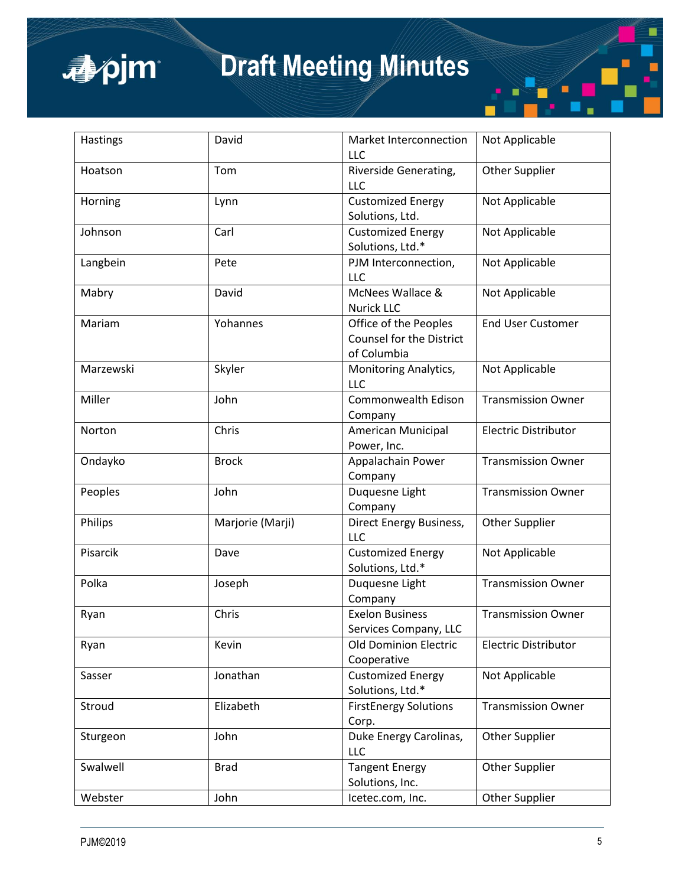| Hastings | David | Market Interconnection LLC | Not Applicable |
|---|---|---|---|
| Hoatson | Tom | Riverside Generating, LLC | Other Supplier |
| Horning | Lynn | Customized Energy Solutions, Ltd. | Not Applicable |
| Johnson | Carl | Customized Energy Solutions, Ltd.* | Not Applicable |
| Langbein | Pete | PJM Interconnection, LLC | Not Applicable |
| Mabry | David | McNees Wallace & Nurick LLC | Not Applicable |
| Mariam | Yohannes | Office of the Peoples Counsel for the District of Columbia | End User Customer |
| Marzewski | Skyler | Monitoring Analytics, LLC | Not Applicable |
| Miller | John | Commonwealth Edison Company | Transmission Owner |
| Norton | Chris | American Municipal Power, Inc. | Electric Distributor |
| Ondayko | Brock | Appalachain Power Company | Transmission Owner |
| Peoples | John | Duquesne Light Company | Transmission Owner |
| Philips | Marjorie (Marji) | Direct Energy Business, LLC | Other Supplier |
| Pisarcik | Dave | Customized Energy Solutions, Ltd.* | Not Applicable |
| Polka | Joseph | Duquesne Light Company | Transmission Owner |
| Ryan | Chris | Exelon Business Services Company, LLC | Transmission Owner |
| Ryan | Kevin | Old Dominion Electric Cooperative | Electric Distributor |
| Sasser | Jonathan | Customized Energy Solutions, Ltd.* | Not Applicable |
| Stroud | Elizabeth | FirstEnergy Solutions Corp. | Transmission Owner |
| Sturgeon | John | Duke Energy Carolinas, LLC | Other Supplier |
| Swalwell | Brad | Tangent Energy Solutions, Inc. | Other Supplier |
| Webster | John | Icetec.com, Inc. | Other Supplier |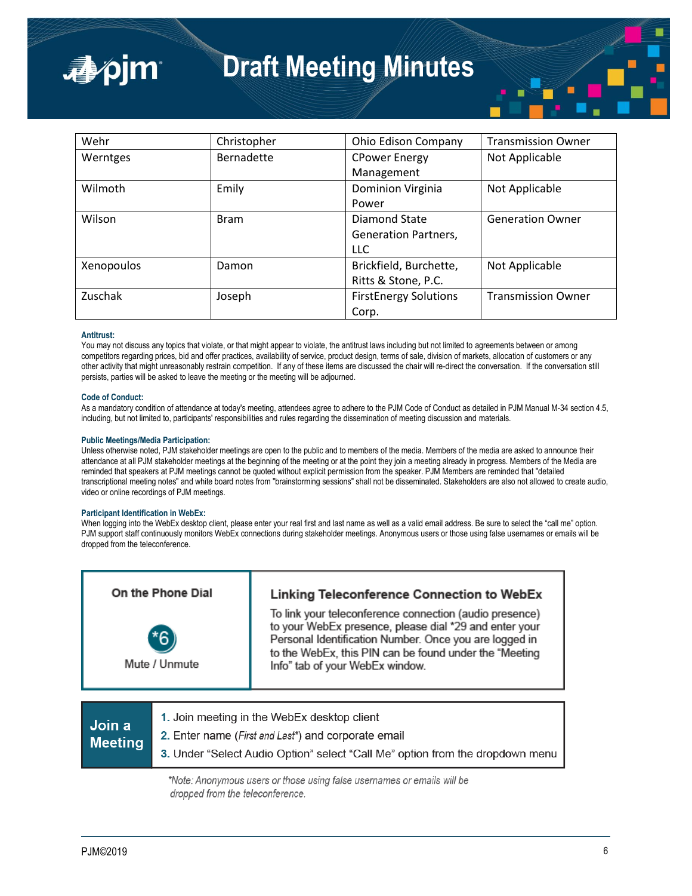| Wehr | Christopher | Ohio Edison Company | Transmission Owner |
|---|---|---|---|
| Werntges | Bernadette | CPower Energy Management | Not Applicable |
| Wilmoth | Emily | Dominion Virginia Power | Not Applicable |
| Wilson | Bram | Diamond State Generation Partners, LLC | Generation Owner |
| Xenopoulos | Damon | Brickfield, Burchette, Ritts & Stone, P.C. | Not Applicable |
| Zuschak | Joseph | FirstEnergy Solutions Corp. | Transmission Owner |

**Antitrust:**
You may not discuss any topics that violate, or that might appear to violate, the antitrust laws including but not limited to agreements between or among competitors regarding prices, bid and offer practices, availability of service, product design, terms of sale, division of markets, allocation of customers or any other activity that might unreasonably restrain competition. If any of these items are discussed the chair will re-direct the conversation. If the conversation still persists, parties will be asked to leave the meeting or the meeting will be adjourned.

**Code of Conduct:**
As a mandatory condition of attendance at today's meeting, attendees agree to adhere to the PJM Code of Conduct as detailed in PJM Manual M-34 section 4.5, including, but not limited to, participants' responsibilities and rules regarding the dissemination of meeting discussion and materials.

**Public Meetings/Media Participation:**
Unless otherwise noted, PJM stakeholder meetings are open to the public and to members of the media. Members of the media are asked to announce their attendance at all PJM stakeholder meetings at the beginning of the meeting or at the point they join a meeting already in progress. Members of the Media are reminded that speakers at PJM meetings cannot be quoted without explicit permission from the speaker. PJM Members are reminded that "detailed transcriptional meeting notes" and white board notes from "brainstorming sessions" shall not be disseminated. Stakeholders are also not allowed to create audio, video or online recordings of PJM meetings.

**Participant Identification in WebEx:**
When logging into the WebEx desktop client, please enter your real first and last name as well as a valid email address. Be sure to select the "call me" option. PJM support staff continuously monitors WebEx connections during stakeholder meetings. Anonymous users or those using false usernames or emails will be dropped from the teleconference.

**On the Phone Dial**

*6

Mute / Unmute

**Linking Teleconference Connection to WebEx**

To link your teleconference connection (audio presence) to your WebEx presence, please dial *29 and enter your Personal Identification Number. Once you are logged in to the WebEx, this PIN can be found under the "Meeting Info" tab of your WebEx window.

**Join a Meeting**

1. Join meeting in the WebEx desktop client
2. Enter name (*First and Last*\*) and corporate email
3. Under "Select Audio Option" select "Call Me" option from the dropdown menu

*\*Note: Anonymous users or those using false usernames or emails will be dropped from the teleconference.*

PJM©2019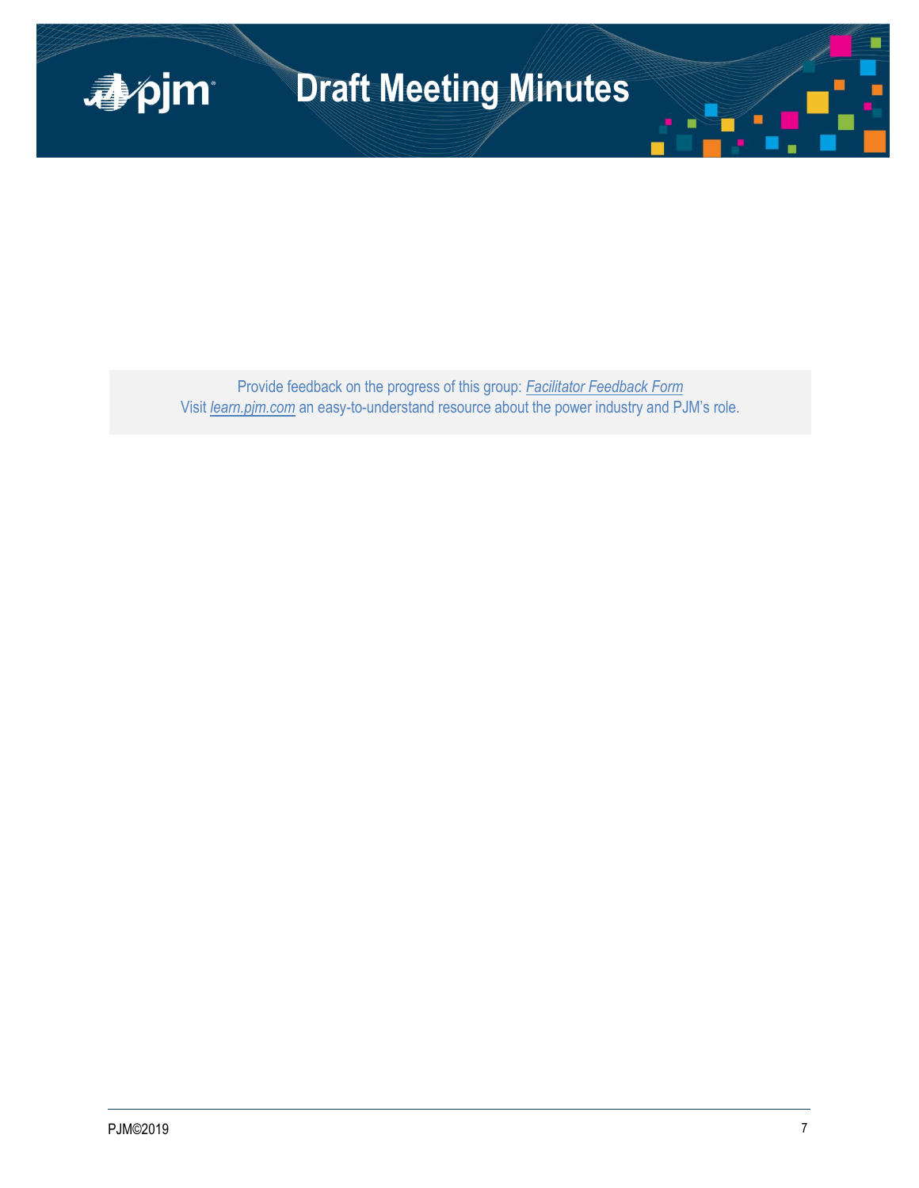Provide feedback on the progress of this group: *Facilitator Feedback Form*
Visit *learn.pjm.com* an easy-to-understand resource about the power industry and PJM's role.